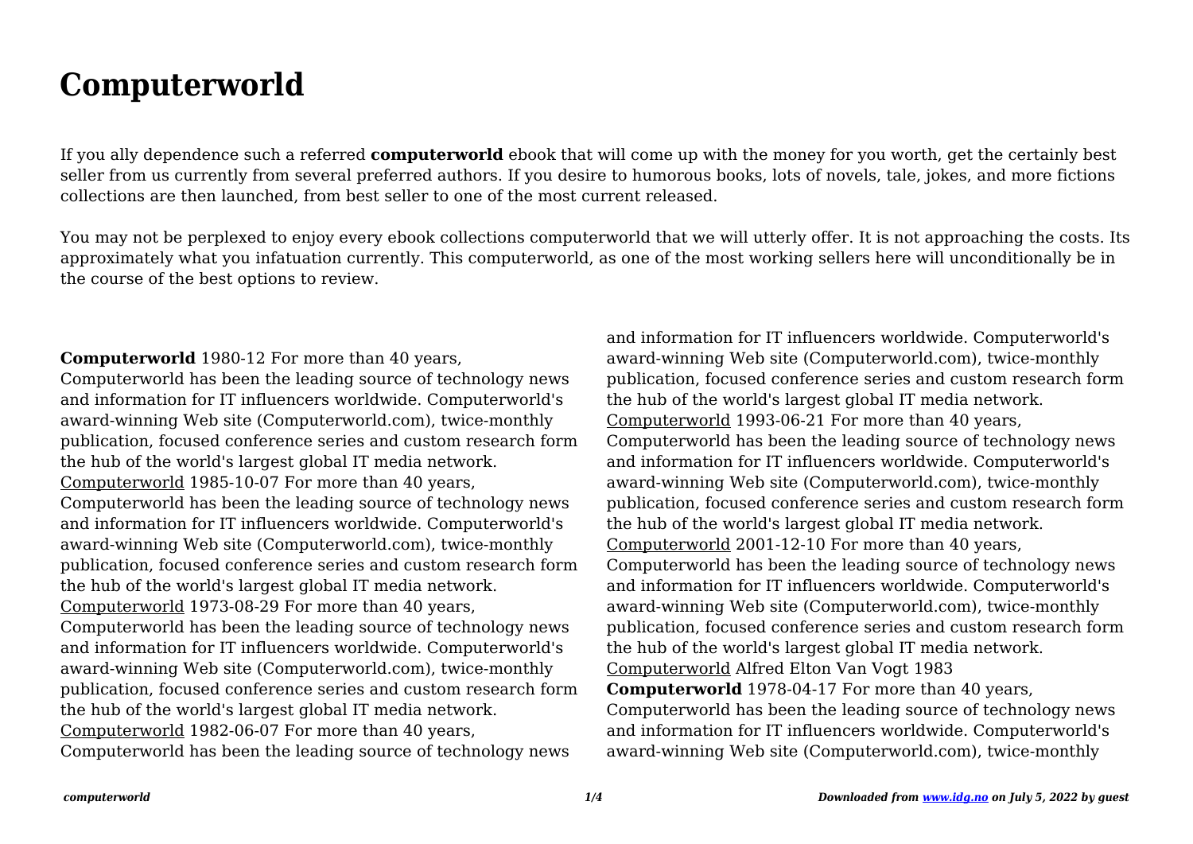# Computerworld

If you ally dependence such a referred **computerworld** ebook that will come up with the money for you worth, get the certainly best seller from us currently from several preferred authors. If you desire to humorous books, lots of novels, tale, jokes, and more fictions collections are then launched, from best seller to one of the most current released.

You may not be perplexed to enjoy every ebook collections computerworld that we will utterly offer. It is not approaching the costs. Its approximately what you infatuation currently. This computerworld, as one of the most working sellers here will unconditionally be in the course of the best options to review.

**Computerworld** 1980-12 For more than 40 years, Computerworld has been the leading source of technology news and information for IT influencers worldwide. Computerworld's award-winning Web site (Computerworld.com), twice-monthly publication, focused conference series and custom research form the hub of the world's largest global IT media network.

Computerworld 1985-10-07 For more than 40 years, Computerworld has been the leading source of technology news and information for IT influencers worldwide. Computerworld's award-winning Web site (Computerworld.com), twice-monthly publication, focused conference series and custom research form the hub of the world's largest global IT media network.

Computerworld 1973-08-29 For more than 40 years, Computerworld has been the leading source of technology news and information for IT influencers worldwide. Computerworld's award-winning Web site (Computerworld.com), twice-monthly publication, focused conference series and custom research form the hub of the world's largest global IT media network.

Computerworld 1982-06-07 For more than 40 years, Computerworld has been the leading source of technology news and information for IT influencers worldwide. Computerworld's award-winning Web site (Computerworld.com), twice-monthly publication, focused conference series and custom research form the hub of the world's largest global IT media network.

Computerworld 1993-06-21 For more than 40 years, Computerworld has been the leading source of technology news and information for IT influencers worldwide. Computerworld's award-winning Web site (Computerworld.com), twice-monthly publication, focused conference series and custom research form the hub of the world's largest global IT media network.

Computerworld 2001-12-10 For more than 40 years, Computerworld has been the leading source of technology news and information for IT influencers worldwide. Computerworld's award-winning Web site (Computerworld.com), twice-monthly publication, focused conference series and custom research form the hub of the world's largest global IT media network.

Computerworld Alfred Elton Van Vogt 1983

**Computerworld** 1978-04-17 For more than 40 years, Computerworld has been the leading source of technology news and information for IT influencers worldwide. Computerworld's award-winning Web site (Computerworld.com), twice-monthly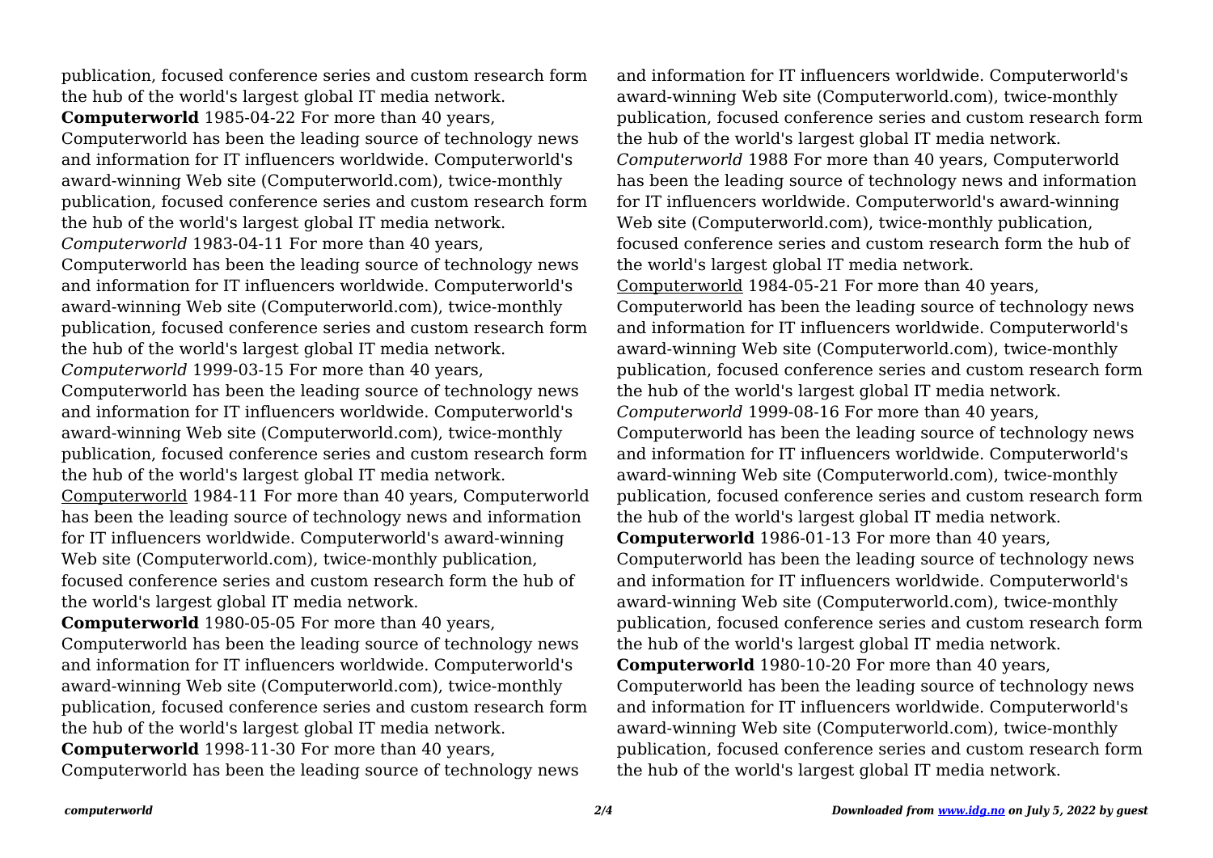publication, focused conference series and custom research form the hub of the world's largest global IT media network.

**Computerworld** 1985-04-22 For more than 40 years, Computerworld has been the leading source of technology news and information for IT influencers worldwide. Computerworld's award-winning Web site (Computerworld.com), twice-monthly publication, focused conference series and custom research form the hub of the world's largest global IT media network.

*Computerworld* 1983-04-11 For more than 40 years, Computerworld has been the leading source of technology news and information for IT influencers worldwide. Computerworld's award-winning Web site (Computerworld.com), twice-monthly publication, focused conference series and custom research form the hub of the world's largest global IT media network.

*Computerworld* 1999-03-15 For more than 40 years, Computerworld has been the leading source of technology news and information for IT influencers worldwide. Computerworld's award-winning Web site (Computerworld.com), twice-monthly publication, focused conference series and custom research form the hub of the world's largest global IT media network.

Computerworld 1984-11 For more than 40 years, Computerworld has been the leading source of technology news and information for IT influencers worldwide. Computerworld's award-winning Web site (Computerworld.com), twice-monthly publication, focused conference series and custom research form the hub of the world's largest global IT media network.

**Computerworld** 1980-05-05 For more than 40 years, Computerworld has been the leading source of technology news and information for IT influencers worldwide. Computerworld's award-winning Web site (Computerworld.com), twice-monthly publication, focused conference series and custom research form the hub of the world's largest global IT media network.

**Computerworld** 1998-11-30 For more than 40 years, Computerworld has been the leading source of technology news and information for IT influencers worldwide. Computerworld's award-winning Web site (Computerworld.com), twice-monthly publication, focused conference series and custom research form the hub of the world's largest global IT media network.

*Computerworld* 1988 For more than 40 years, Computerworld has been the leading source of technology news and information for IT influencers worldwide. Computerworld's award-winning Web site (Computerworld.com), twice-monthly publication, focused conference series and custom research form the hub of the world's largest global IT media network.

Computerworld 1984-05-21 For more than 40 years, Computerworld has been the leading source of technology news and information for IT influencers worldwide. Computerworld's award-winning Web site (Computerworld.com), twice-monthly publication, focused conference series and custom research form the hub of the world's largest global IT media network.

*Computerworld* 1999-08-16 For more than 40 years, Computerworld has been the leading source of technology news and information for IT influencers worldwide. Computerworld's award-winning Web site (Computerworld.com), twice-monthly publication, focused conference series and custom research form the hub of the world's largest global IT media network.

**Computerworld** 1986-01-13 For more than 40 years, Computerworld has been the leading source of technology news and information for IT influencers worldwide. Computerworld's award-winning Web site (Computerworld.com), twice-monthly publication, focused conference series and custom research form the hub of the world's largest global IT media network.

**Computerworld** 1980-10-20 For more than 40 years, Computerworld has been the leading source of technology news and information for IT influencers worldwide. Computerworld's award-winning Web site (Computerworld.com), twice-monthly publication, focused conference series and custom research form the hub of the world's largest global IT media network.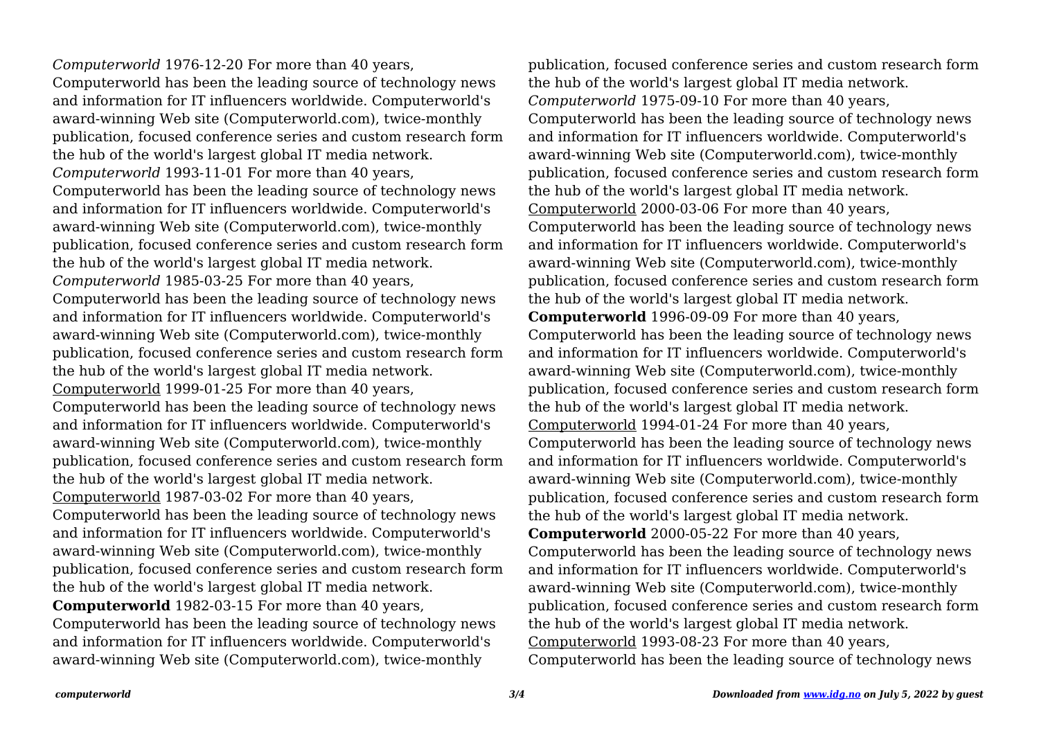*Computerworld* 1976-12-20 For more than 40 years, Computerworld has been the leading source of technology news and information for IT influencers worldwide. Computerworld's award-winning Web site (Computerworld.com), twice-monthly publication, focused conference series and custom research form the hub of the world's largest global IT media network.

*Computerworld* 1993-11-01 For more than 40 years, Computerworld has been the leading source of technology news and information for IT influencers worldwide. Computerworld's award-winning Web site (Computerworld.com), twice-monthly publication, focused conference series and custom research form the hub of the world's largest global IT media network.

*Computerworld* 1985-03-25 For more than 40 years, Computerworld has been the leading source of technology news and information for IT influencers worldwide. Computerworld's award-winning Web site (Computerworld.com), twice-monthly publication, focused conference series and custom research form the hub of the world's largest global IT media network.

Computerworld 1999-01-25 For more than 40 years, Computerworld has been the leading source of technology news and information for IT influencers worldwide. Computerworld's award-winning Web site (Computerworld.com), twice-monthly publication, focused conference series and custom research form the hub of the world's largest global IT media network.

Computerworld 1987-03-02 For more than 40 years, Computerworld has been the leading source of technology news and information for IT influencers worldwide. Computerworld's award-winning Web site (Computerworld.com), twice-monthly publication, focused conference series and custom research form the hub of the world's largest global IT media network.

**Computerworld** 1982-03-15 For more than 40 years, Computerworld has been the leading source of technology news and information for IT influencers worldwide. Computerworld's award-winning Web site (Computerworld.com), twice-monthly publication, focused conference series and custom research form the hub of the world's largest global IT media network.

*Computerworld* 1975-09-10 For more than 40 years, Computerworld has been the leading source of technology news and information for IT influencers worldwide. Computerworld's award-winning Web site (Computerworld.com), twice-monthly publication, focused conference series and custom research form the hub of the world's largest global IT media network.

Computerworld 2000-03-06 For more than 40 years, Computerworld has been the leading source of technology news and information for IT influencers worldwide. Computerworld's award-winning Web site (Computerworld.com), twice-monthly publication, focused conference series and custom research form the hub of the world's largest global IT media network.

**Computerworld** 1996-09-09 For more than 40 years, Computerworld has been the leading source of technology news and information for IT influencers worldwide. Computerworld's award-winning Web site (Computerworld.com), twice-monthly publication, focused conference series and custom research form the hub of the world's largest global IT media network.

Computerworld 1994-01-24 For more than 40 years, Computerworld has been the leading source of technology news and information for IT influencers worldwide. Computerworld's award-winning Web site (Computerworld.com), twice-monthly publication, focused conference series and custom research form the hub of the world's largest global IT media network.

**Computerworld** 2000-05-22 For more than 40 years, Computerworld has been the leading source of technology news and information for IT influencers worldwide. Computerworld's award-winning Web site (Computerworld.com), twice-monthly publication, focused conference series and custom research form the hub of the world's largest global IT media network.

Computerworld 1993-08-23 For more than 40 years, Computerworld has been the leading source of technology news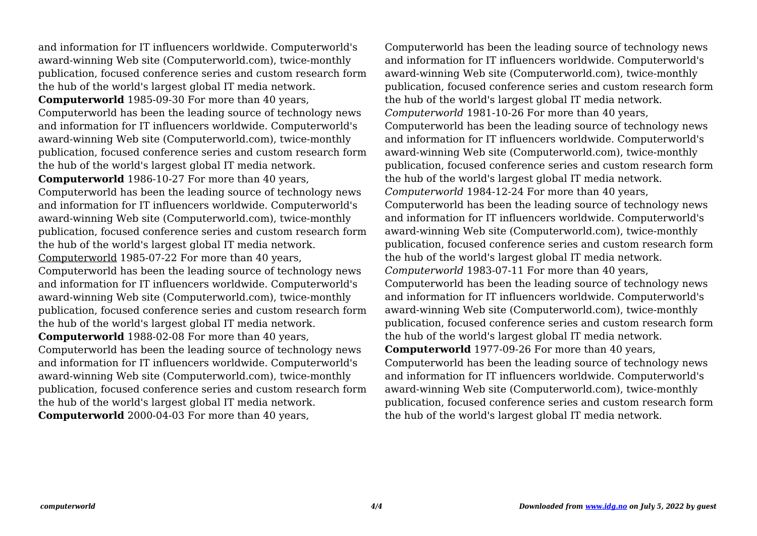and information for IT influencers worldwide. Computerworld's award-winning Web site (Computerworld.com), twice-monthly publication, focused conference series and custom research form the hub of the world's largest global IT media network.

**Computerworld** 1985-09-30 For more than 40 years, Computerworld has been the leading source of technology news and information for IT influencers worldwide. Computerworld's award-winning Web site (Computerworld.com), twice-monthly publication, focused conference series and custom research form the hub of the world's largest global IT media network.

**Computerworld** 1986-10-27 For more than 40 years, Computerworld has been the leading source of technology news and information for IT influencers worldwide. Computerworld's award-winning Web site (Computerworld.com), twice-monthly publication, focused conference series and custom research form the hub of the world's largest global IT media network.

Computerworld 1985-07-22 For more than 40 years, Computerworld has been the leading source of technology news and information for IT influencers worldwide. Computerworld's award-winning Web site (Computerworld.com), twice-monthly publication, focused conference series and custom research form the hub of the world's largest global IT media network.

**Computerworld** 1988-02-08 For more than 40 years, Computerworld has been the leading source of technology news and information for IT influencers worldwide. Computerworld's award-winning Web site (Computerworld.com), twice-monthly publication, focused conference series and custom research form the hub of the world's largest global IT media network.

**Computerworld** 2000-04-03 For more than 40 years, Computerworld has been the leading source of technology news and information for IT influencers worldwide. Computerworld's award-winning Web site (Computerworld.com), twice-monthly publication, focused conference series and custom research form the hub of the world's largest global IT media network.

*Computerworld* 1981-10-26 For more than 40 years, Computerworld has been the leading source of technology news and information for IT influencers worldwide. Computerworld's award-winning Web site (Computerworld.com), twice-monthly publication, focused conference series and custom research form the hub of the world's largest global IT media network.

*Computerworld* 1984-12-24 For more than 40 years, Computerworld has been the leading source of technology news and information for IT influencers worldwide. Computerworld's award-winning Web site (Computerworld.com), twice-monthly publication, focused conference series and custom research form the hub of the world's largest global IT media network.

*Computerworld* 1983-07-11 For more than 40 years, Computerworld has been the leading source of technology news and information for IT influencers worldwide. Computerworld's award-winning Web site (Computerworld.com), twice-monthly publication, focused conference series and custom research form the hub of the world's largest global IT media network.

**Computerworld** 1977-09-26 For more than 40 years, Computerworld has been the leading source of technology news and information for IT influencers worldwide. Computerworld's award-winning Web site (Computerworld.com), twice-monthly publication, focused conference series and custom research form the hub of the world's largest global IT media network.